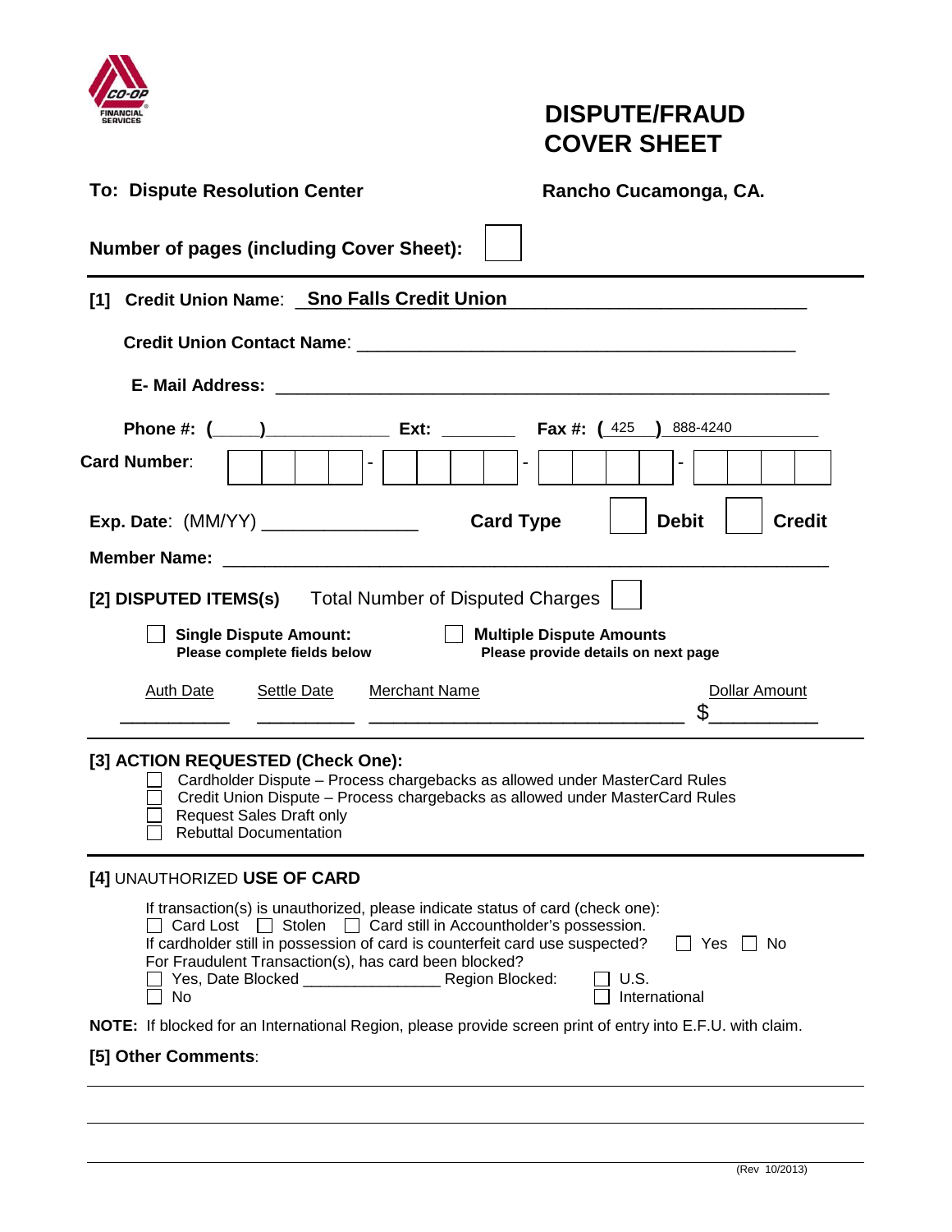CO-OP FINANCIAL SERVICES

# DISPUTE/FRAUD COVER SHEET

**To: Dispute Resolution Center** **Rancho Cucamonga, CA.**

**Number of pages (including Cover Sheet):** ☐

---

**[1] Credit Union Name**: **Sno Falls Credit Union**

**Credit Union Contact Name**: ______________________________

**E- Mail Address:** ______________________________

**Phone #: (____)**____________ **Ext:** ________ **Fax #: (** 425 **)** 888-4240

**Card Number**: ☐☐☐☐ - ☐☐☐☐ - ☐☐☐☐ - ☐☐☐☐

**Exp. Date**: (MM/YY) ______________ **Card Type** ☐ **Debit** ☐ **Credit**

**Member Name:** ______________________________

**[2] DISPUTED ITEMS(s)** Total Number of Disputed Charges ☐

☐ **Single Dispute Amount:** **Please complete fields below**

☐ **Multiple Dispute Amounts** **Please provide details on next page**

| Auth Date | Settle Date | Merchant Name | Dollar Amount |
|---|---|---|---|
| __________ | __________ | ______________________________ | $__________ |

---

**[3] ACTION REQUESTED (Check One):**

- ☐ Cardholder Dispute – Process chargebacks as allowed under MasterCard Rules
- ☐ Credit Union Dispute – Process chargebacks as allowed under MasterCard Rules
- ☐ Request Sales Draft only
- ☐ Rebuttal Documentation

---

**[4]** UNAUTHORIZED **USE OF CARD**

If transaction(s) is unauthorized, please indicate status of card (check one):

☐ Card Lost ☐ Stolen ☐ Card still in Accountholder's possession.

If cardholder still in possession of card is counterfeit card use suspected? ☐ Yes ☐ No

For Fraudulent Transaction(s), has card been blocked?

☐ Yes, Date Blocked ______________ Region Blocked: ☐ U.S.

☐ No ☐ International

**NOTE:** If blocked for an International Region, please provide screen print of entry into E.F.U. with claim.

**[5] Other Comments**:

______________________________

______________________________

______________________________

(Rev 10/2013)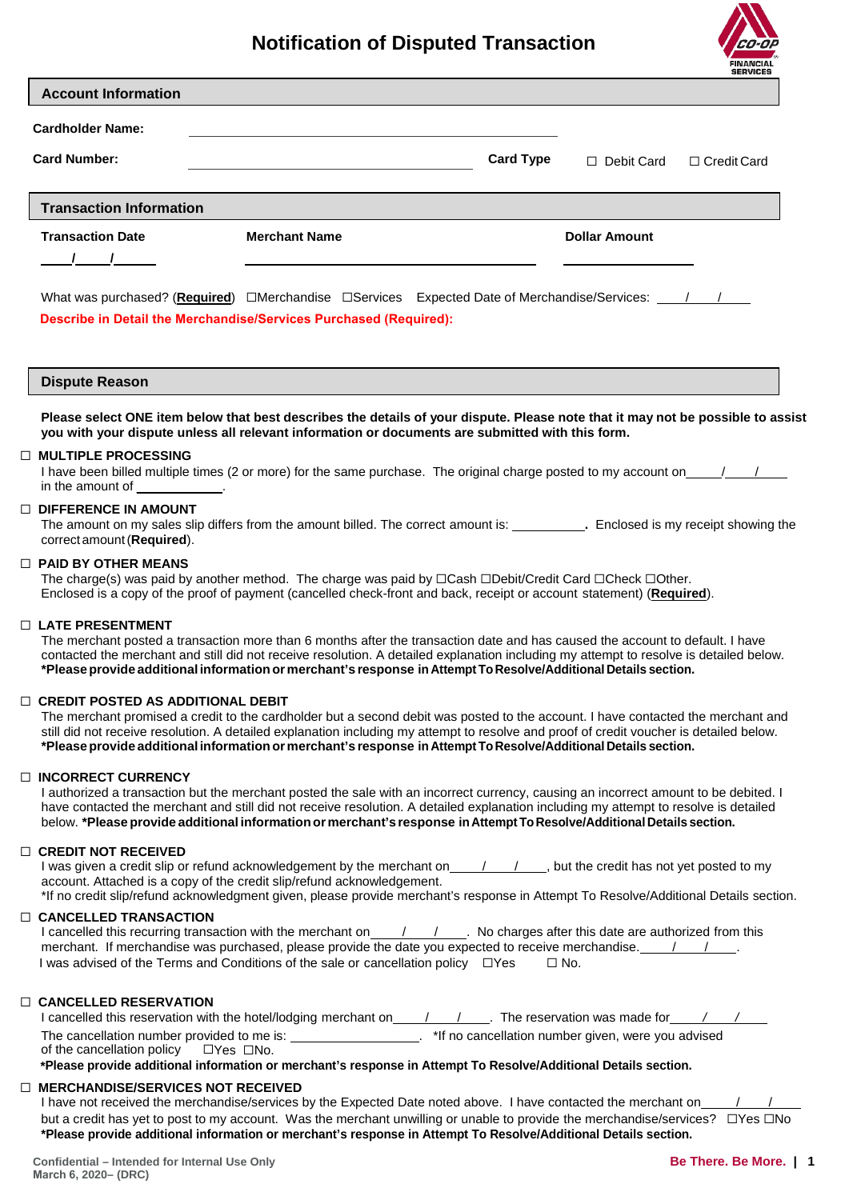# Notification of Disputed Transaction

## Account Information

**Cardholder Name:** ______________________________

**Card Number:** ______________________________ **Card Type** ☐ Debit Card ☐ Credit Card

## Transaction Information

| Transaction Date | Merchant Name | Dollar Amount |
|---|---|---|
| ____/____/____ | ______________________________ | ____________ |

What was purchased? (**Required**) ☐Merchandise ☐Services Expected Date of Merchandise/Services: ____/____/____

**Describe in Detail the Merchandise/Services Purchased (Required):**

## Dispute Reason

**Please select ONE item below that best describes the details of your dispute. Please note that it may not be possible to assist you with your dispute unless all relevant information or documents are submitted with this form.**

☐ **MULTIPLE PROCESSING**
I have been billed multiple times (2 or more) for the same purchase. The original charge posted to my account on____/____/____ in the amount of ____________.

☐ **DIFFERENCE IN AMOUNT**
The amount on my sales slip differs from the amount billed. The correct amount is: __________**.** Enclosed is my receipt showing the correct amount (**Required**).

☐ **PAID BY OTHER MEANS**
The charge(s) was paid by another method. The charge was paid by ☐Cash ☐Debit/Credit Card ☐Check ☐Other.
Enclosed is a copy of the proof of payment (cancelled check-front and back, receipt or account statement) (**Required**).

☐ **LATE PRESENTMENT**
The merchant posted a transaction more than 6 months after the transaction date and has caused the account to default. I have contacted the merchant and still did not receive resolution. A detailed explanation including my attempt to resolve is detailed below.
**\*Please provide additional information or merchant's response in Attempt To Resolve/Additional Details section.**

☐ **CREDIT POSTED AS ADDITIONAL DEBIT**
The merchant promised a credit to the cardholder but a second debit was posted to the account. I have contacted the merchant and still did not receive resolution. A detailed explanation including my attempt to resolve and proof of credit voucher is detailed below.
**\*Please provide additional information or merchant's response in Attempt To Resolve/Additional Details section.**

☐ **INCORRECT CURRENCY**
I authorized a transaction but the merchant posted the sale with an incorrect currency, causing an incorrect amount to be debited. I have contacted the merchant and still did not receive resolution. A detailed explanation including my attempt to resolve is detailed below. **\*Please provide additional information or merchant's response in Attempt To Resolve/Additional Details section.**

☐ **CREDIT NOT RECEIVED**
I was given a credit slip or refund acknowledgement by the merchant on____/____/____, but the credit has not yet posted to my account. Attached is a copy of the credit slip/refund acknowledgement.
\*If no credit slip/refund acknowledgment given, please provide merchant's response in Attempt To Resolve/Additional Details section.

☐ **CANCELLED TRANSACTION**
I cancelled this recurring transaction with the merchant on____/____/____. No charges after this date are authorized from this merchant. If merchandise was purchased, please provide the date you expected to receive merchandise.____/____/____.
I was advised of the Terms and Conditions of the sale or cancellation policy ☐Yes ☐ No.

☐ **CANCELLED RESERVATION**
I cancelled this reservation with the hotel/lodging merchant on____/____/____. The reservation was made for____/____/____
The cancellation number provided to me is: __________________. \*If no cancellation number given, were you advised of the cancellation policy ☐Yes ☐No.
**\*Please provide additional information or merchant's response in Attempt To Resolve/Additional Details section.**

☐ **MERCHANDISE/SERVICES NOT RECEIVED**
I have not received the merchandise/services by the Expected Date noted above. I have contacted the merchant on____/____/____ but a credit has yet to post to my account. Was the merchant unwilling or unable to provide the merchandise/services? ☐Yes ☐No
**\*Please provide additional information or merchant's response in Attempt To Resolve/Additional Details section.**

Confidential – Intended for Internal Use Only
March 6, 2020– (DRC)

Be There. Be More.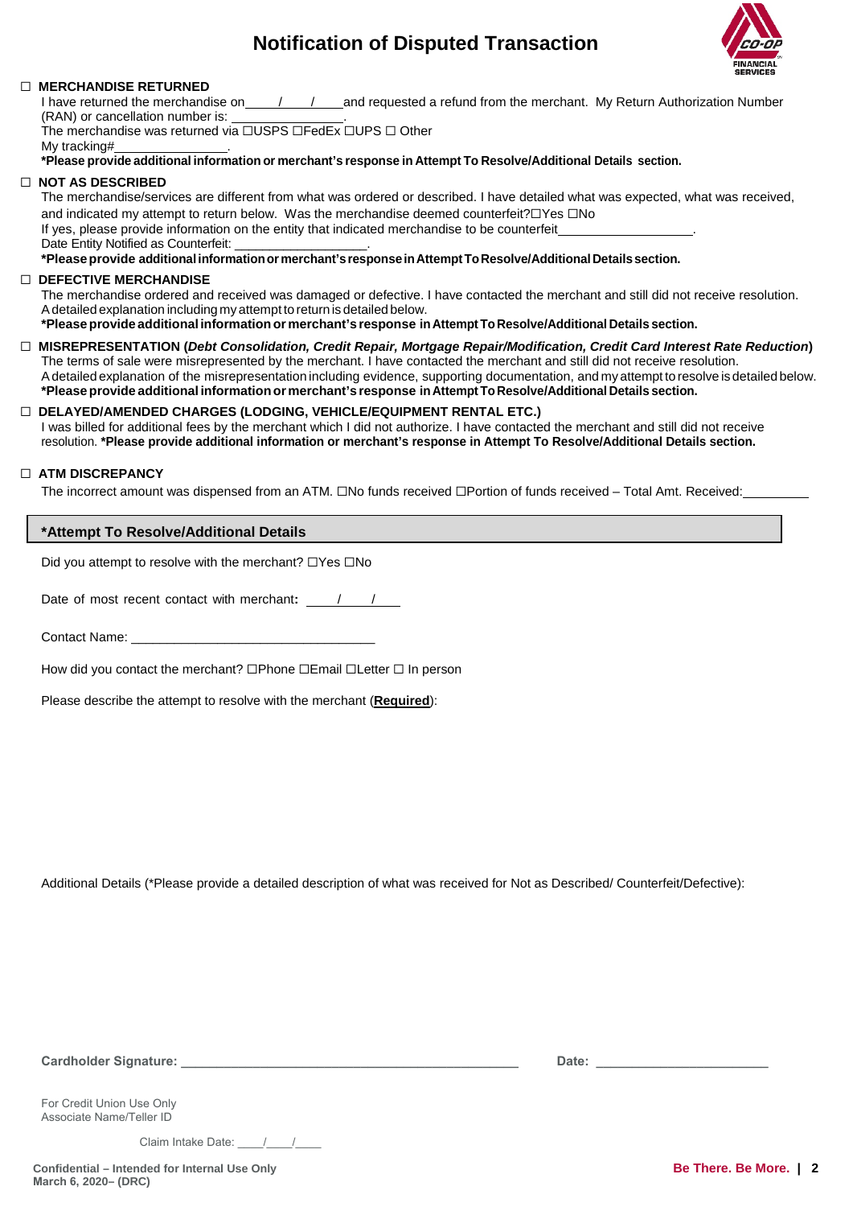# Notification of Disputed Transaction

☐ **MERCHANDISE RETURNED**

I have returned the merchandise on____/____/____and requested a refund from the merchant. My Return Authorization Number (RAN) or cancellation number is: ________________.
The merchandise was returned via ☐USPS ☐FedEx ☐UPS ☐ Other
My tracking#________________.
**\*Please provide additional information or merchant's response in Attempt To Resolve/Additional Details section.**

☐ **NOT AS DESCRIBED**

The merchandise/services are different from what was ordered or described. I have detailed what was expected, what was received, and indicated my attempt to return below. Was the merchandise deemed counterfeit?☐Yes ☐No
If yes, please provide information on the entity that indicated merchandise to be counterfeit__________________.
Date Entity Notified as Counterfeit: __________________.
**\*Please provide additional information or merchant's response in Attempt To Resolve/Additional Details section.**

☐ **DEFECTIVE MERCHANDISE**

The merchandise ordered and received was damaged or defective. I have contacted the merchant and still did not receive resolution. A detailed explanation including my attempt to return is detailed below.
**\*Please provide additional information or merchant's response in Attempt To Resolve/Additional Details section.**

☐ **MISREPRESENTATION (*Debt Consolidation, Credit Repair, Mortgage Repair/Modification, Credit Card Interest Rate Reduction*)**

The terms of sale were misrepresented by the merchant. I have contacted the merchant and still did not receive resolution.
A detailed explanation of the misrepresentation including evidence, supporting documentation, and my attempt to resolve is detailed below.
**\*Please provide additional information or merchant's response in Attempt To Resolve/Additional Details section.**

☐ **DELAYED/AMENDED CHARGES (LODGING, VEHICLE/EQUIPMENT RENTAL ETC.)**

I was billed for additional fees by the merchant which I did not authorize. I have contacted the merchant and still did not receive resolution. **\*Please provide additional information or merchant's response in Attempt To Resolve/Additional Details section.**

☐ **ATM DISCREPANCY**

The incorrect amount was dispensed from an ATM. ☐No funds received ☐Portion of funds received – Total Amt. Received:__________

## \*Attempt To Resolve/Additional Details

Did you attempt to resolve with the merchant? ☐Yes ☐No

Date of most recent contact with merchant: ____/____/____

Contact Name: __________________________________

How did you contact the merchant? ☐Phone ☐Email ☐Letter ☐ In person

Please describe the attempt to resolve with the merchant (**Required**):

Additional Details (\*Please provide a detailed description of what was received for Not as Described/ Counterfeit/Defective):

**Cardholder Signature:** ______________________________________________ **Date:** ________________________

For Credit Union Use Only
Associate Name/Teller ID

Claim Intake Date: ____/____/____

**Confidential – Intended for Internal Use Only**
**March 6, 2020– (DRC)**

**Be There. Be More.**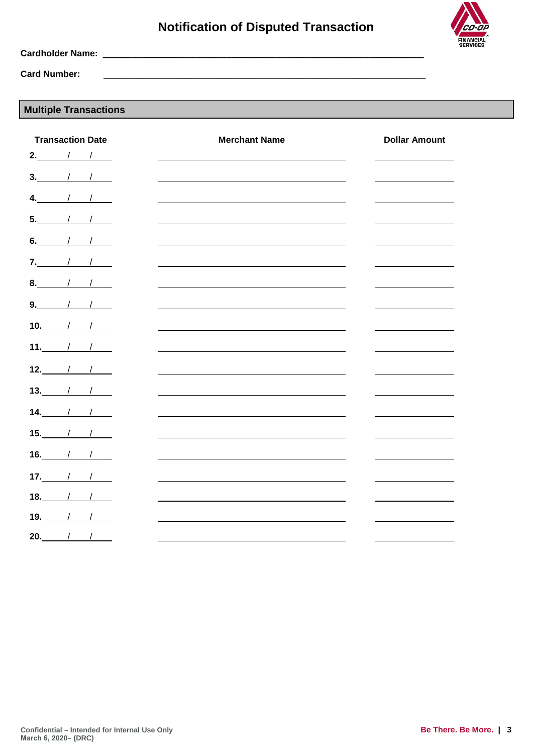# Notification of Disputed Transaction

**Cardholder Name:** ______________________________________________

**Card Number:** ______________________________________________

## Multiple Transactions

| Transaction Date | Merchant Name | Dollar Amount |
|---|---|---|
| 2. ____/____/____ | | |
| 3. ____/____/____ | | |
| 4. ____/____/____ | | |
| 5. ____/____/____ | | |
| 6. ____/____/____ | | |
| 7. ____/____/____ | | |
| 8. ____/____/____ | | |
| 9. ____/____/____ | | |
| 10. ____/____/____ | | |
| 11. ____/____/____ | | |
| 12. ____/____/____ | | |
| 13. ____/____/____ | | |
| 14. ____/____/____ | | |
| 15. ____/____/____ | | |
| 16. ____/____/____ | | |
| 17. ____/____/____ | | |
| 18. ____/____/____ | | |
| 19. ____/____/____ | | |
| 20. ____/____/____ | | |

Confidential – Intended for Internal Use Only
March 6, 2020– (DRC)

Be There. Be More.